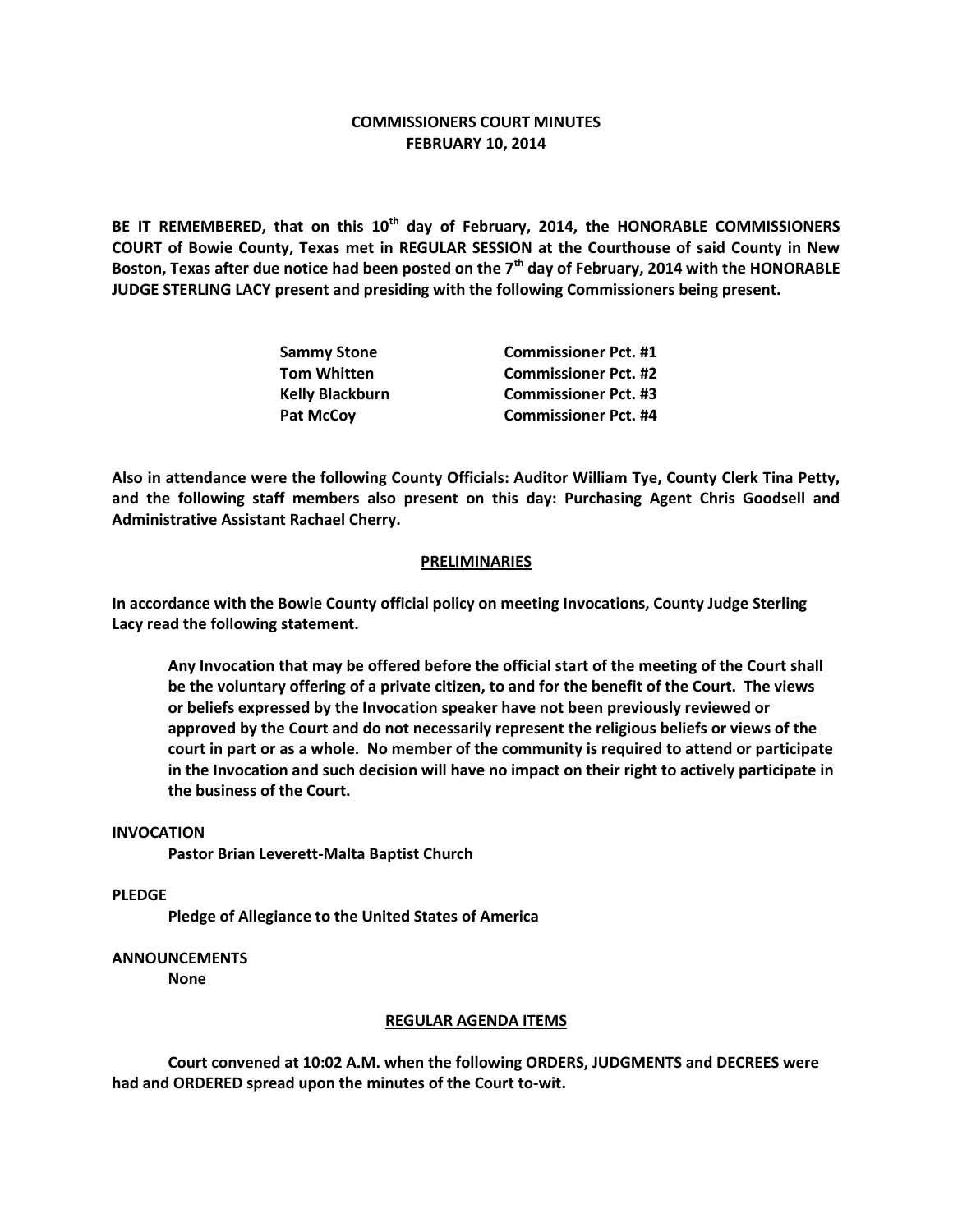# COMMISSIONERS COURT MINUTES
# FEBRUARY 10, 2014

**BE IT REMEMBERED, that on this 10th day of February, 2014, the HONORABLE COMMISSIONERS COURT of Bowie County, Texas met in REGULAR SESSION at the Courthouse of said County in New Boston, Texas after due notice had been posted on the 7th day of February, 2014 with the HONORABLE JUDGE STERLING LACY present and presiding with the following Commissioners being present.**

| | |
|---|---|
| **Sammy Stone** | **Commissioner Pct. #1** |
| **Tom Whitten** | **Commissioner Pct. #2** |
| **Kelly Blackburn** | **Commissioner Pct. #3** |
| **Pat McCoy** | **Commissioner Pct. #4** |

**Also in attendance were the following County Officials: Auditor William Tye, County Clerk Tina Petty, and the following staff members also present on this day: Purchasing Agent Chris Goodsell and Administrative Assistant Rachael Cherry.**

## PRELIMINARIES

**In accordance with the Bowie County official policy on meeting Invocations, County Judge Sterling Lacy read the following statement.**

> **Any Invocation that may be offered before the official start of the meeting of the Court shall be the voluntary offering of a private citizen, to and for the benefit of the Court. The views or beliefs expressed by the Invocation speaker have not been previously reviewed or approved by the Court and do not necessarily represent the religious beliefs or views of the court in part or as a whole. No member of the community is required to attend or participate in the Invocation and such decision will have no impact on their right to actively participate in the business of the Court.**

**INVOCATION**

**Pastor Brian Leverett-Malta Baptist Church**

**PLEDGE**

**Pledge of Allegiance to the United States of America**

**ANNOUNCEMENTS**

**None**

## REGULAR AGENDA ITEMS

**Court convened at 10:02 A.M. when the following ORDERS, JUDGMENTS and DECREES were had and ORDERED spread upon the minutes of the Court to-wit.**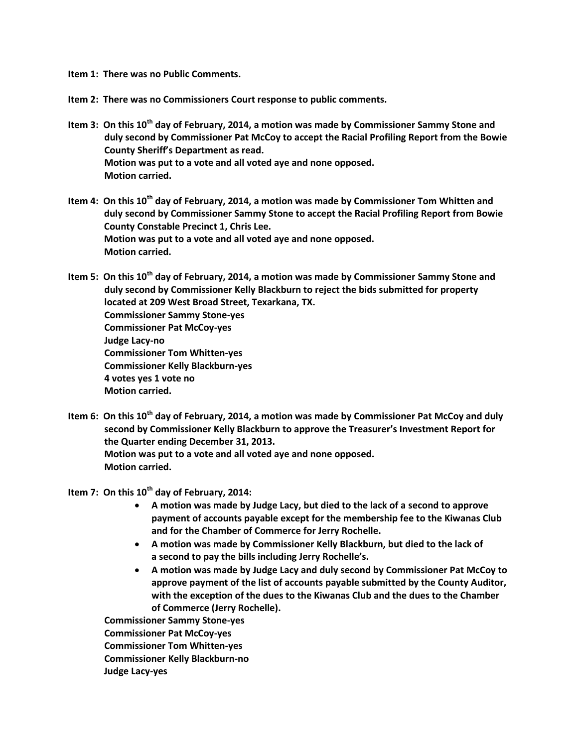**Item 1: There was no Public Comments.**

**Item 2: There was no Commissioners Court response to public comments.**

**Item 3: On this 10th day of February, 2014, a motion was made by Commissioner Sammy Stone and duly second by Commissioner Pat McCoy to accept the Racial Profiling Report from the Bowie County Sheriff's Department as read.**
**Motion was put to a vote and all voted aye and none opposed.**
**Motion carried.**

**Item 4: On this 10th day of February, 2014, a motion was made by Commissioner Tom Whitten and duly second by Commissioner Sammy Stone to accept the Racial Profiling Report from Bowie County Constable Precinct 1, Chris Lee.**
**Motion was put to a vote and all voted aye and none opposed.**
**Motion carried.**

**Item 5: On this 10th day of February, 2014, a motion was made by Commissioner Sammy Stone and duly second by Commissioner Kelly Blackburn to reject the bids submitted for property located at 209 West Broad Street, Texarkana, TX.**
**Commissioner Sammy Stone-yes**
**Commissioner Pat McCoy-yes**
**Judge Lacy-no**
**Commissioner Tom Whitten-yes**
**Commissioner Kelly Blackburn-yes**
**4 votes yes 1 vote no**
**Motion carried.**

**Item 6: On this 10th day of February, 2014, a motion was made by Commissioner Pat McCoy and duly second by Commissioner Kelly Blackburn to approve the Treasurer's Investment Report for the Quarter ending December 31, 2013.**
**Motion was put to a vote and all voted aye and none opposed.**
**Motion carried.**

**Item 7: On this 10th day of February, 2014:**

- **A motion was made by Judge Lacy, but died to the lack of a second to approve payment of accounts payable except for the membership fee to the Kiwanas Club and for the Chamber of Commerce for Jerry Rochelle.**
- **A motion was made by Commissioner Kelly Blackburn, but died to the lack of a second to pay the bills including Jerry Rochelle's.**
- **A motion was made by Judge Lacy and duly second by Commissioner Pat McCoy to approve payment of the list of accounts payable submitted by the County Auditor, with the exception of the dues to the Kiwanas Club and the dues to the Chamber of Commerce (Jerry Rochelle).**

**Commissioner Sammy Stone-yes**
**Commissioner Pat McCoy-yes**
**Commissioner Tom Whitten-yes**
**Commissioner Kelly Blackburn-no**
**Judge Lacy-yes**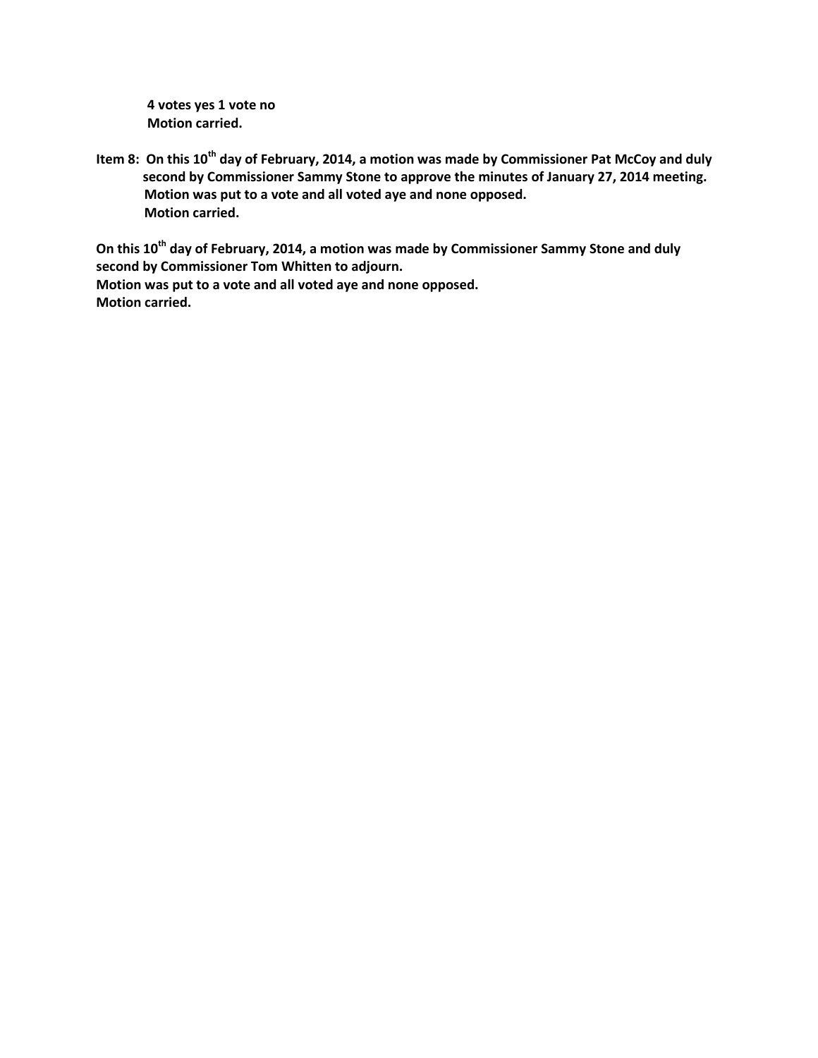**4 votes yes 1 vote no**
**Motion carried.**

**Item 8: On this 10th day of February, 2014, a motion was made by Commissioner Pat McCoy and duly second by Commissioner Sammy Stone to approve the minutes of January 27, 2014 meeting.**
**Motion was put to a vote and all voted aye and none opposed.**
**Motion carried.**

**On this 10th day of February, 2014, a motion was made by Commissioner Sammy Stone and duly second by Commissioner Tom Whitten to adjourn.**
**Motion was put to a vote and all voted aye and none opposed.**
**Motion carried.**